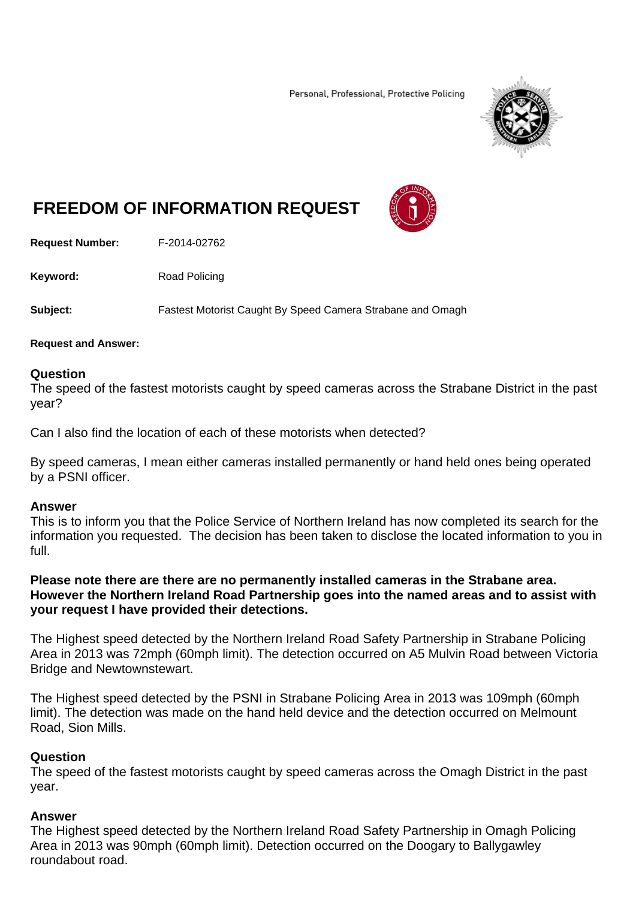Personal, Professional, Protective Policing

# FREEDOM OF INFORMATION REQUEST

**Request Number:** F-2014-02762

**Keyword:** Road Policing

**Subject:** Fastest Motorist Caught By Speed Camera Strabane and Omagh

**Request and Answer:**

### Question

The speed of the fastest motorists caught by speed cameras across the Strabane District in the past year?

Can I also find the location of each of these motorists when detected?

By speed cameras, I mean either cameras installed permanently or hand held ones being operated by a PSNI officer.

### Answer

This is to inform you that the Police Service of Northern Ireland has now completed its search for the information you requested. The decision has been taken to disclose the located information to you in full.

**Please note there are there are no permanently installed cameras in the Strabane area. However the Northern Ireland Road Partnership goes into the named areas and to assist with your request I have provided their detections.**

The Highest speed detected by the Northern Ireland Road Safety Partnership in Strabane Policing Area in 2013 was 72mph (60mph limit). The detection occurred on A5 Mulvin Road between Victoria Bridge and Newtownstewart.

The Highest speed detected by the PSNI in Strabane Policing Area in 2013 was 109mph (60mph limit). The detection was made on the hand held device and the detection occurred on Melmount Road, Sion Mills.

### Question

The speed of the fastest motorists caught by speed cameras across the Omagh District in the past year.

### Answer

The Highest speed detected by the Northern Ireland Road Safety Partnership in Omagh Policing Area in 2013 was 90mph (60mph limit). Detection occurred on the Doogary to Ballygawley roundabout road.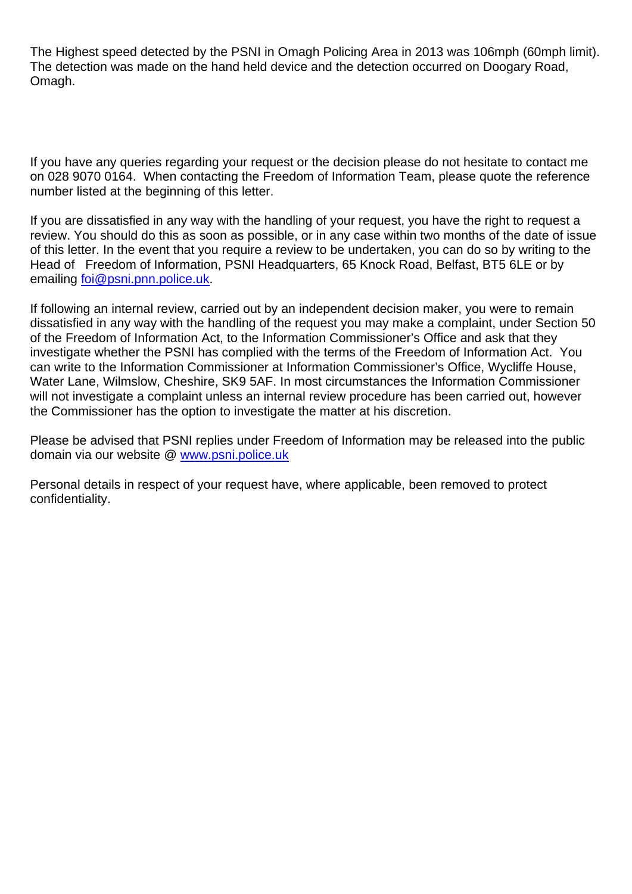The Highest speed detected by the PSNI in Omagh Policing Area in 2013 was 106mph (60mph limit). The detection was made on the hand held device and the detection occurred on Doogary Road, Omagh.

If you have any queries regarding your request or the decision please do not hesitate to contact me on 028 9070 0164. When contacting the Freedom of Information Team, please quote the reference number listed at the beginning of this letter.

If you are dissatisfied in any way with the handling of your request, you have the right to request a review. You should do this as soon as possible, or in any case within two months of the date of issue of this letter. In the event that you require a review to be undertaken, you can do so by writing to the Head of Freedom of Information, PSNI Headquarters, 65 Knock Road, Belfast, BT5 6LE or by emailing foi@psni.pnn.police.uk.

If following an internal review, carried out by an independent decision maker, you were to remain dissatisfied in any way with the handling of the request you may make a complaint, under Section 50 of the Freedom of Information Act, to the Information Commissioner's Office and ask that they investigate whether the PSNI has complied with the terms of the Freedom of Information Act. You can write to the Information Commissioner at Information Commissioner's Office, Wycliffe House, Water Lane, Wilmslow, Cheshire, SK9 5AF. In most circumstances the Information Commissioner will not investigate a complaint unless an internal review procedure has been carried out, however the Commissioner has the option to investigate the matter at his discretion.

Please be advised that PSNI replies under Freedom of Information may be released into the public domain via our website @ www.psni.police.uk

Personal details in respect of your request have, where applicable, been removed to protect confidentiality.